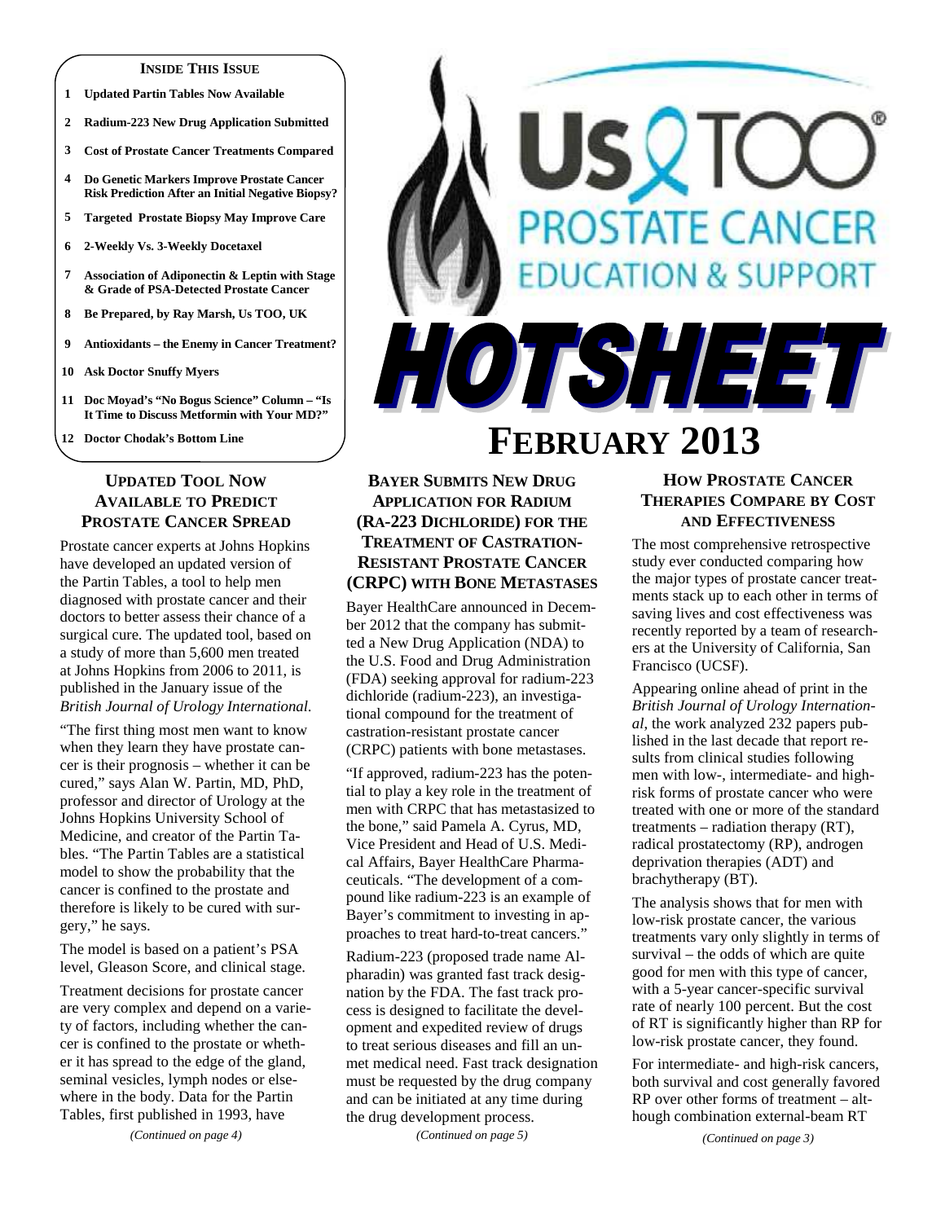**INSIDE THIS ISSUE**

1 Updated Partin Tables Now Available
2 Radium-223 New Drug Application Submitted
3 Cost of Prostate Cancer Treatments Compared
4 Do Genetic Markers Improve Prostate Cancer Risk Prediction After an Initial Negative Biopsy?
5 Targeted Prostate Biopsy May Improve Care
6 2-Weekly Vs. 3-Weekly Docetaxel
7 Association of Adiponectin & Leptin with Stage & Grade of PSA-Detected Prostate Cancer
8 Be Prepared, by Ray Marsh, Us TOO, UK
9 Antioxidants – the Enemy in Cancer Treatment?
10 Ask Doctor Snuffy Myers
11 Doc Moyad's "No Bogus Science" Column – "Is It Time to Discuss Metformin with Your MD?"
12 Doctor Chodak's Bottom Line

# Us TOO® PROSTATE CANCER EDUCATION & SUPPORT

# HOTSHEET

# FEBRUARY 2013

## UPDATED TOOL NOW AVAILABLE TO PREDICT PROSTATE CANCER SPREAD

Prostate cancer experts at Johns Hopkins have developed an updated version of the Partin Tables, a tool to help men diagnosed with prostate cancer and their doctors to better assess their chance of a surgical cure. The updated tool, based on a study of more than 5,600 men treated at Johns Hopkins from 2006 to 2011, is published in the January issue of the *British Journal of Urology International*.

"The first thing most men want to know when they learn they have prostate cancer is their prognosis – whether it can be cured," says Alan W. Partin, MD, PhD, professor and director of Urology at the Johns Hopkins University School of Medicine, and creator of the Partin Tables. "The Partin Tables are a statistical model to show the probability that the cancer is confined to the prostate and therefore is likely to be cured with surgery," he says.

The model is based on a patient's PSA level, Gleason Score, and clinical stage.

Treatment decisions for prostate cancer are very complex and depend on a variety of factors, including whether the cancer is confined to the prostate or whether it has spread to the edge of the gland, seminal vesicles, lymph nodes or elsewhere in the body. Data for the Partin Tables, first published in 1993, have

*(Continued on page 4)*

## BAYER SUBMITS NEW DRUG APPLICATION FOR RADIUM (RA-223 DICHLORIDE) FOR THE TREATMENT OF CASTRATION-RESISTANT PROSTATE CANCER (CRPC) WITH BONE METASTASES

Bayer HealthCare announced in December 2012 that the company has submitted a New Drug Application (NDA) to the U.S. Food and Drug Administration (FDA) seeking approval for radium-223 dichloride (radium-223), an investigational compound for the treatment of castration-resistant prostate cancer (CRPC) patients with bone metastases.

"If approved, radium-223 has the potential to play a key role in the treatment of men with CRPC that has metastasized to the bone," said Pamela A. Cyrus, MD, Vice President and Head of U.S. Medical Affairs, Bayer HealthCare Pharmaceuticals. "The development of a compound like radium-223 is an example of Bayer's commitment to investing in approaches to treat hard-to-treat cancers."

Radium-223 (proposed trade name Alpharadin) was granted fast track designation by the FDA. The fast track process is designed to facilitate the development and expedited review of drugs to treat serious diseases and fill an unmet medical need. Fast track designation must be requested by the drug company and can be initiated at any time during the drug development process.

*(Continued on page 5)*

## HOW PROSTATE CANCER THERAPIES COMPARE BY COST AND EFFECTIVENESS

The most comprehensive retrospective study ever conducted comparing how the major types of prostate cancer treatments stack up to each other in terms of saving lives and cost effectiveness was recently reported by a team of researchers at the University of California, San Francisco (UCSF).

Appearing online ahead of print in the *British Journal of Urology International*, the work analyzed 232 papers published in the last decade that report results from clinical studies following men with low-, intermediate- and high-risk forms of prostate cancer who were treated with one or more of the standard treatments – radiation therapy (RT), radical prostatectomy (RP), androgen deprivation therapies (ADT) and brachytherapy (BT).

The analysis shows that for men with low-risk prostate cancer, the various treatments vary only slightly in terms of survival – the odds of which are quite good for men with this type of cancer, with a 5-year cancer-specific survival rate of nearly 100 percent. But the cost of RT is significantly higher than RP for low-risk prostate cancer, they found.

For intermediate- and high-risk cancers, both survival and cost generally favored RP over other forms of treatment – although combination external-beam RT

*(Continued on page 3)*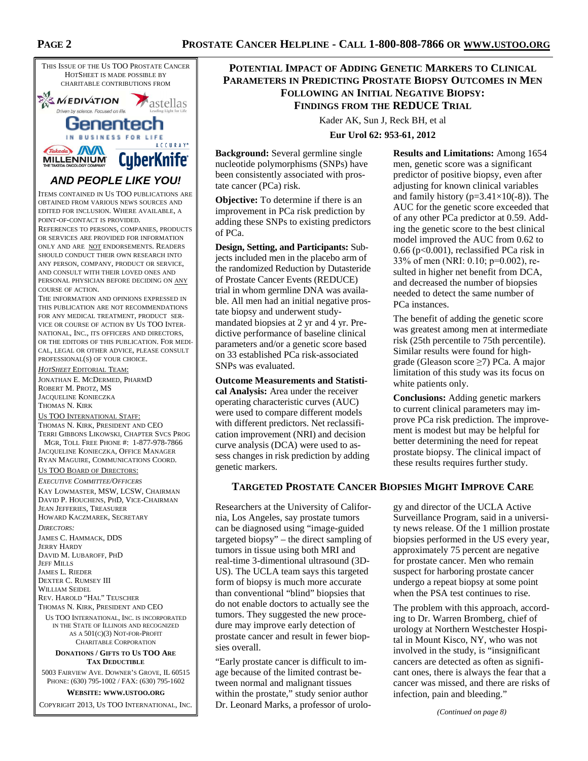THIS ISSUE OF THE US TOO PROSTATE CANCER HOTSHEET IS MADE POSSIBLE BY CHARITABLE CONTRIBUTIONS FROM

MEDIVATION — astellas — Genentech — Takeda MILLENNIUM — ACCURAY CyberKnife

***AND PEOPLE LIKE YOU!***

ITEMS CONTAINED IN US TOO PUBLICATIONS ARE OBTAINED FROM VARIOUS NEWS SOURCES AND EDITED FOR INCLUSION. WHERE AVAILABLE, A POINT-OF-CONTACT IS PROVIDED.

REFERENCES TO PERSONS, COMPANIES, PRODUCTS OR SERVICES ARE PROVIDED FOR INFORMATION ONLY AND ARE NOT ENDORSEMENTS. READERS SHOULD CONDUCT THEIR OWN RESEARCH INTO ANY PERSON, COMPANY, PRODUCT OR SERVICE, AND CONSULT WITH THEIR LOVED ONES AND PERSONAL PHYSICIAN BEFORE DECIDING ON ANY COURSE OF ACTION.

THE INFORMATION AND OPINIONS EXPRESSED IN THIS PUBLICATION ARE NOT RECOMMENDATIONS FOR ANY MEDICAL TREATMENT, PRODUCT SERVICE OR COURSE OF ACTION BY US TOO INTERNATIONAL, INC., ITS OFFICERS AND DIRECTORS, OR THE EDITORS OF THIS PUBLICATION. FOR MEDICAL, LEGAL OR OTHER ADVICE, PLEASE CONSULT PROFESSIONAL(S) OF YOUR CHOICE.

*HOTSHEET* EDITORIAL TEAM:
JONATHAN E. MCDERMED, PHARMD
ROBERT M. PROTZ, MS
JACQUELINE KONIECZKA
THOMAS N. KIRK

US TOO INTERNATIONAL STAFF:
THOMAS N. KIRK, PRESIDENT AND CEO
TERRI GIBBONS LIKOWSKI, CHAPTER SVCS PROG MGR, TOLL FREE PHONE #: 1-877-978-7866
JACQUELINE KONIECZKA, OFFICE MANAGER
RYAN MAGUIRE, COMMUNICATIONS COORD.

US TOO BOARD OF DIRECTORS:

*EXECUTIVE COMMITTEE/OFFICERS*
KAY LOWMASTER, MSW, LCSW, CHAIRMAN
DAVID P. HOUCHENS, PHD, VICE-CHAIRMAN
JEAN JEFFERIES, TREASURER
HOWARD KACZMAREK, SECRETARY

*DIRECTORS:*
JAMES C. HAMMACK, DDS
JERRY HARDY
DAVID M. LUBAROFF, PHD
JEFF MILLS
JAMES L. RIEDER
DEXTER C. RUMSEY III
WILLIAM SEIDEL
REV. HAROLD "HAL" TEUSCHER
THOMAS N. KIRK, PRESIDENT AND CEO

US TOO INTERNATIONAL, INC. IS INCORPORATED IN THE STATE OF ILLINOIS AND RECOGNIZED AS A 501(C)(3) NOT-FOR-PROFIT CHARITABLE CORPORATION

**DONATIONS / GIFTS TO US TOO ARE TAX DEDUCTIBLE**

5003 FAIRVIEW AVE. DOWNER'S GROVE, IL 60515
PHONE: (630) 795-1002 / FAX: (630) 795-1602

**WEBSITE: WWW.USTOO.ORG**

COPYRIGHT 2013, US TOO INTERNATIONAL, INC.

## POTENTIAL IMPACT OF ADDING GENETIC MARKERS TO CLINICAL PARAMETERS IN PREDICTING PROSTATE BIOPSY OUTCOMES IN MEN FOLLOWING AN INITIAL NEGATIVE BIOPSY: FINDINGS FROM THE REDUCE TRIAL

Kader AK, Sun J, Reck BH, et al

**Eur Urol 62: 953-61, 2012**

**Background:** Several germline single nucleotide polymorphisms (SNPs) have been consistently associated with prostate cancer (PCa) risk.

**Objective:** To determine if there is an improvement in PCa risk prediction by adding these SNPs to existing predictors of PCa.

**Design, Setting, and Participants:** Subjects included men in the placebo arm of the randomized Reduction by Dutasteride of Prostate Cancer Events (REDUCE) trial in whom germline DNA was available. All men had an initial negative prostate biopsy and underwent study-mandated biopsies at 2 yr and 4 yr. Predictive performance of baseline clinical parameters and/or a genetic score based on 33 established PCa risk-associated SNPs was evaluated.

**Outcome Measurements and Statistical Analysis:** Area under the receiver operating characteristic curves (AUC) were used to compare different models with different predictors. Net reclassification improvement (NRI) and decision curve analysis (DCA) were used to assess changes in risk prediction by adding genetic markers.

**Results and Limitations:** Among 1654 men, genetic score was a significant predictor of positive biopsy, even after adjusting for known clinical variables and family history ($p=3.41\times10(-8)$). The AUC for the genetic score exceeded that of any other PCa predictor at 0.59. Adding the genetic score to the best clinical model improved the AUC from 0.62 to 0.66 ($p<0.001$), reclassified PCa risk in 33% of men (NRI: 0.10; $p=0.002$), resulted in higher net benefit from DCA, and decreased the number of biopsies needed to detect the same number of PCa instances.

The benefit of adding the genetic score was greatest among men at intermediate risk (25th percentile to 75th percentile). Similar results were found for high-grade (Gleason score $\geq$7) PCa. A major limitation of this study was its focus on white patients only.

**Conclusions:** Adding genetic markers to current clinical parameters may improve PCa risk prediction. The improvement is modest but may be helpful for better determining the need for repeat prostate biopsy. The clinical impact of these results requires further study.

## TARGETED PROSTATE CANCER BIOPSIES MIGHT IMPROVE CARE

Researchers at the University of California, Los Angeles, say prostate tumors can be diagnosed using "image-guided targeted biopsy" – the direct sampling of tumors in tissue using both MRI and real-time 3-dimentional ultrasound (3D-US). The UCLA team says this targeted form of biopsy is much more accurate than conventional "blind" biopsies that do not enable doctors to actually see the tumors. They suggested the new procedure may improve early detection of prostate cancer and result in fewer biopsies overall.

"Early prostate cancer is difficult to image because of the limited contrast between normal and malignant tissues within the prostate," study senior author Dr. Leonard Marks, a professor of urology and director of the UCLA Active Surveillance Program, said in a university news release. Of the 1 million prostate biopsies performed in the US every year, approximately 75 percent are negative for prostate cancer. Men who remain suspect for harboring prostate cancer undergo a repeat biopsy at some point when the PSA test continues to rise.

The problem with this approach, according to Dr. Warren Bromberg, chief of urology at Northern Westchester Hospital in Mount Kisco, NY, who was not involved in the study, is "insignificant cancers are detected as often as significant ones, there is always the fear that a cancer was missed, and there are risks of infection, pain and bleeding."

*(Continued on page 8)*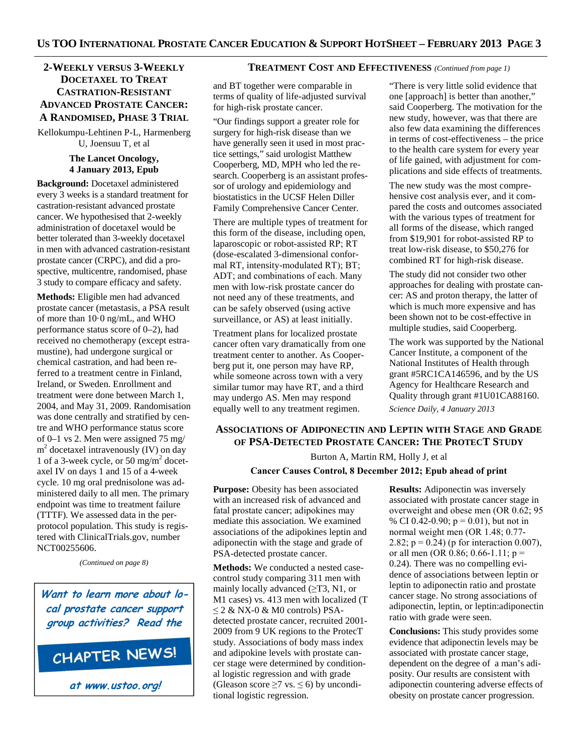## 2-Weekly versus 3-Weekly Docetaxel to Treat Castration-Resistant Advanced Prostate Cancer: A Randomised, Phase 3 Trial

Kellokumpu-Lehtinen P-L, Harmenberg U, Joensuu T, et al

**The Lancet Oncology, 4 January 2013, Epub**

**Background:** Docetaxel administered every 3 weeks is a standard treatment for castration-resistant advanced prostate cancer. We hypothesised that 2-weekly administration of docetaxel would be better tolerated than 3-weekly docetaxel in men with advanced castration-resistant prostate cancer (CRPC), and did a prospective, multicentre, randomised, phase 3 study to compare efficacy and safety.

**Methods:** Eligible men had advanced prostate cancer (metastasis, a PSA result of more than 10·0 ng/mL, and WHO performance status score of 0–2), had received no chemotherapy (except estramustine), had undergone surgical or chemical castration, and had been referred to a treatment centre in Finland, Ireland, or Sweden. Enrollment and treatment were done between March 1, 2004, and May 31, 2009. Randomisation was done centrally and stratified by centre and WHO performance status score of 0–1 vs 2. Men were assigned 75 mg/m$^2$ docetaxel intravenously (IV) on day 1 of a 3-week cycle, or 50 mg/m$^2$ docetaxel IV on days 1 and 15 of a 4-week cycle. 10 mg oral prednisolone was administered daily to all men. The primary endpoint was time to treatment failure (TTTF). We assessed data in the per-protocol population. This study is registered with ClinicalTrials.gov, number NCT00255606.

*(Continued on page 8)*

*Want to learn more about local prostate cancer support group activities? Read the* **CHAPTER NEWS!** *at www.ustoo.org!*

## Treatment Cost and Effectiveness *(Continued from page 1)*

and BT together were comparable in terms of quality of life-adjusted survival for high-risk prostate cancer.

"Our findings support a greater role for surgery for high-risk disease than we have generally seen it used in most practice settings," said urologist Matthew Cooperberg, MD, MPH who led the research. Cooperberg is an assistant professor of urology and epidemiology and biostatistics in the UCSF Helen Diller Family Comprehensive Cancer Center.

There are multiple types of treatment for this form of the disease, including open, laparoscopic or robot-assisted RP; RT (dose-escalated 3-dimensional conformal RT, intensity-modulated RT); BT; ADT; and combinations of each. Many men with low-risk prostate cancer do not need any of these treatments, and can be safely observed (using active surveillance, or AS) at least initially.

Treatment plans for localized prostate cancer often vary dramatically from one treatment center to another. As Cooperberg put it, one person may have RP, while someone across town with a very similar tumor may have RT, and a third may undergo AS. Men may respond equally well to any treatment regimen.

"There is very little solid evidence that one [approach] is better than another," said Cooperberg. The motivation for the new study, however, was that there are also few data examining the differences in terms of cost-effectiveness – the price to the health care system for every year of life gained, with adjustment for complications and side effects of treatments.

The new study was the most comprehensive cost analysis ever, and it compared the costs and outcomes associated with the various types of treatment for all forms of the disease, which ranged from $19,901 for robot-assisted RP to treat low-risk disease, to $50,276 for combined RT for high-risk disease.

The study did not consider two other approaches for dealing with prostate cancer: AS and proton therapy, the latter of which is much more expensive and has been shown not to be cost-effective in multiple studies, said Cooperberg.

The work was supported by the National Cancer Institute, a component of the National Institutes of Health through grant #5RC1CA146596, and by the US Agency for Healthcare Research and Quality through grant #1U01CA88160.

*Science Daily, 4 January 2013*

## Associations of Adiponectin and Leptin with Stage and Grade of PSA-Detected Prostate Cancer: The ProtecT Study

Burton A, Martin RM, Holly J, et al

**Cancer Causes Control, 8 December 2012; Epub ahead of print**

**Purpose:** Obesity has been associated with an increased risk of advanced and fatal prostate cancer; adipokines may mediate this association. We examined associations of the adipokines leptin and adiponectin with the stage and grade of PSA-detected prostate cancer.

**Methods:** We conducted a nested case-control study comparing 311 men with mainly locally advanced (≥T3, N1, or M1 cases) vs. 413 men with localized (T ≤ 2 & NX-0 & M0 controls) PSA-detected prostate cancer, recruited 2001-2009 from 9 UK regions to the ProtecT study. Associations of body mass index and adipokine levels with prostate cancer stage were determined by conditional logistic regression and with grade (Gleason score ≥7 vs. ≤ 6) by unconditional logistic regression.

**Results:** Adiponectin was inversely associated with prostate cancer stage in overweight and obese men (OR 0.62; 95 % CI 0.42-0.90; $p = 0.01$), but not in normal weight men (OR 1.48; 0.77-2.82; $p = 0.24$) (p for interaction 0.007), or all men (OR 0.86; 0.66-1.11; $p = 0.24$). There was no compelling evidence of associations between leptin or leptin to adiponectin ratio and prostate cancer stage. No strong associations of adiponectin, leptin, or leptin:adiponectin ratio with grade were seen.

**Conclusions:** This study provides some evidence that adiponectin levels may be associated with prostate cancer stage, dependent on the degree of a man's adiposity. Our results are consistent with adiponectin countering adverse effects of obesity on prostate cancer progression.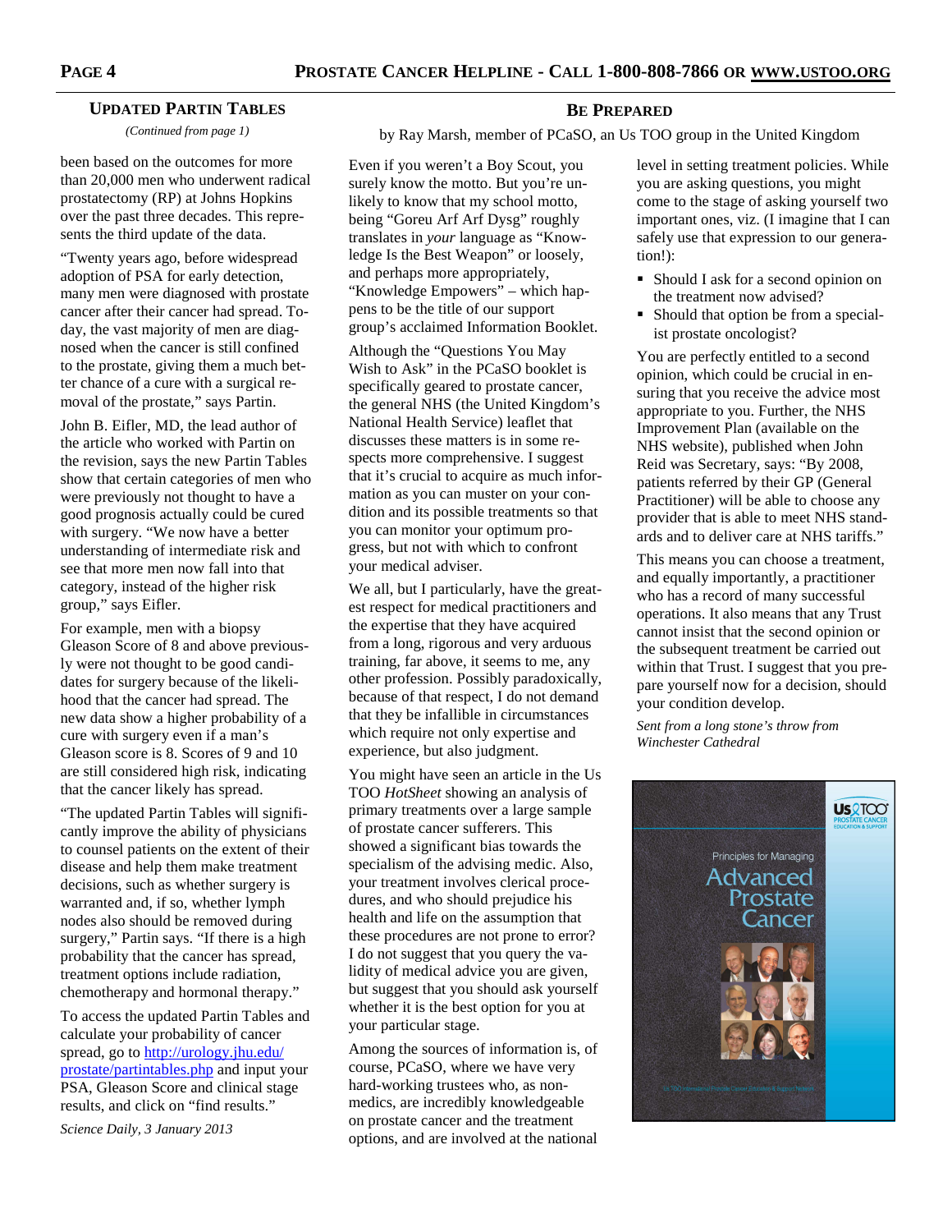## UPDATED PARTIN TABLES

*(Continued from page 1)*

been based on the outcomes for more than 20,000 men who underwent radical prostatectomy (RP) at Johns Hopkins over the past three decades. This represents the third update of the data.

"Twenty years ago, before widespread adoption of PSA for early detection, many men were diagnosed with prostate cancer after their cancer had spread. Today, the vast majority of men are diagnosed when the cancer is still confined to the prostate, giving them a much better chance of a cure with a surgical removal of the prostate," says Partin.

John B. Eifler, MD, the lead author of the article who worked with Partin on the revision, says the new Partin Tables show that certain categories of men who were previously not thought to have a good prognosis actually could be cured with surgery. "We now have a better understanding of intermediate risk and see that more men now fall into that category, instead of the higher risk group," says Eifler.

For example, men with a biopsy Gleason Score of 8 and above previously were not thought to be good candidates for surgery because of the likelihood that the cancer had spread. The new data show a higher probability of a cure with surgery even if a man's Gleason score is 8. Scores of 9 and 10 are still considered high risk, indicating that the cancer likely has spread.

"The updated Partin Tables will significantly improve the ability of physicians to counsel patients on the extent of their disease and help them make treatment decisions, such as whether surgery is warranted and, if so, whether lymph nodes also should be removed during surgery," Partin says. "If there is a high probability that the cancer has spread, treatment options include radiation, chemotherapy and hormonal therapy."

To access the updated Partin Tables and calculate your probability of cancer spread, go to http://urology.jhu.edu/prostate/partintables.php and input your PSA, Gleason Score and clinical stage results, and click on "find results."

*Science Daily, 3 January 2013*

## BE PREPARED

by Ray Marsh, member of PCaSO, an Us TOO group in the United Kingdom

Even if you weren't a Boy Scout, you surely know the motto. But you're unlikely to know that my school motto, being "Goreu Arf Arf Dysg" roughly translates in *your* language as "Knowledge Is the Best Weapon" or loosely, and perhaps more appropriately, "Knowledge Empowers" – which happens to be the title of our support group's acclaimed Information Booklet.

Although the "Questions You May Wish to Ask" in the PCaSO booklet is specifically geared to prostate cancer, the general NHS (the United Kingdom's National Health Service) leaflet that discusses these matters is in some respects more comprehensive. I suggest that it's crucial to acquire as much information as you can muster on your condition and its possible treatments so that you can monitor your optimum progress, but not with which to confront your medical adviser.

We all, but I particularly, have the greatest respect for medical practitioners and the expertise that they have acquired from a long, rigorous and very arduous training, far above, it seems to me, any other profession. Possibly paradoxically, because of that respect, I do not demand that they be infallible in circumstances which require not only expertise and experience, but also judgment.

You might have seen an article in the Us TOO *HotSheet* showing an analysis of primary treatments over a large sample of prostate cancer sufferers. This showed a significant bias towards the specialism of the advising medic. Also, your treatment involves clerical procedures, and who should prejudice his health and life on the assumption that these procedures are not prone to error? I do not suggest that you query the validity of medical advice you are given, but suggest that you should ask yourself whether it is the best option for you at your particular stage.

Among the sources of information is, of course, PCaSO, where we have very hard-working trustees who, as non-medics, are incredibly knowledgeable on prostate cancer and the treatment options, and are involved at the national level in setting treatment policies. While you are asking questions, you might come to the stage of asking yourself two important ones, viz. (I imagine that I can safely use that expression to our generation!):

- Should I ask for a second opinion on the treatment now advised?
- Should that option be from a specialist prostate oncologist?

You are perfectly entitled to a second opinion, which could be crucial in ensuring that you receive the advice most appropriate to you. Further, the NHS Improvement Plan (available on the NHS website), published when John Reid was Secretary, says: "By 2008, patients referred by their GP (General Practitioner) will be able to choose any provider that is able to meet NHS standards and to deliver care at NHS tariffs."

This means you can choose a treatment, and equally importantly, a practitioner who has a record of many successful operations. It also means that any Trust cannot insist that the second opinion or the subsequent treatment be carried out within that Trust. I suggest that you prepare yourself now for a decision, should your condition develop.

*Sent from a long stone's throw from Winchester Cathedral*

Us TOO
PROSTATE CANCER EDUCATION & SUPPORT

Principles for Managing
Advanced Prostate Cancer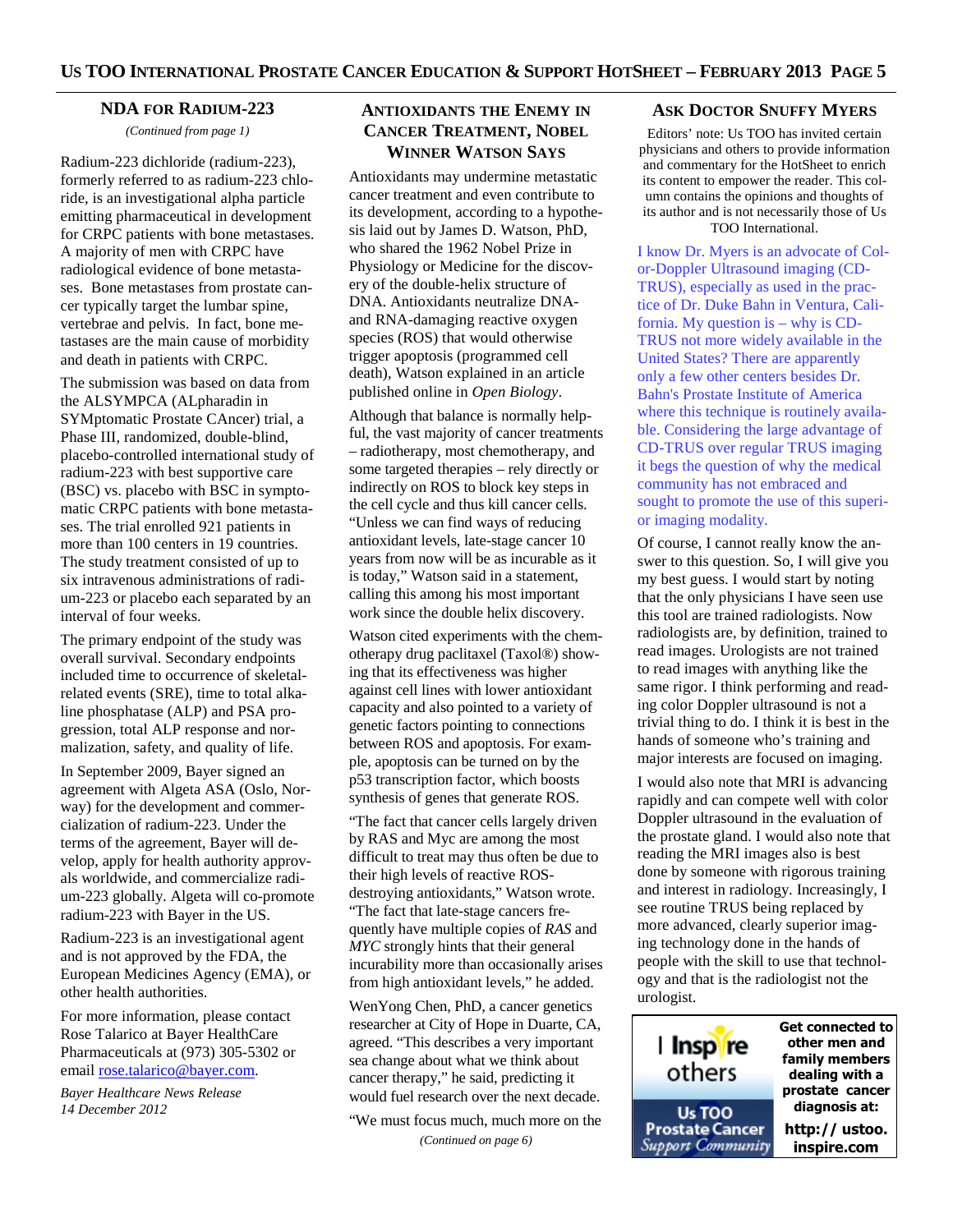## NDA for Radium-223

*(Continued from page 1)*

Radium-223 dichloride (radium-223), formerly referred to as radium-223 chloride, is an investigational alpha particle emitting pharmaceutical in development for CRPC patients with bone metastases. A majority of men with CRPC have radiological evidence of bone metastases. Bone metastases from prostate cancer typically target the lumbar spine, vertebrae and pelvis. In fact, bone metastases are the main cause of morbidity and death in patients with CRPC.

The submission was based on data from the ALSYMPCA (ALpharadin in SYMptomatic Prostate CAncer) trial, a Phase III, randomized, double-blind, placebo-controlled international study of radium-223 with best supportive care (BSC) vs. placebo with BSC in symptomatic CRPC patients with bone metastases. The trial enrolled 921 patients in more than 100 centers in 19 countries. The study treatment consisted of up to six intravenous administrations of radium-223 or placebo each separated by an interval of four weeks.

The primary endpoint of the study was overall survival. Secondary endpoints included time to occurrence of skeletal-related events (SRE), time to total alkaline phosphatase (ALP) and PSA progression, total ALP response and normalization, safety, and quality of life.

In September 2009, Bayer signed an agreement with Algeta ASA (Oslo, Norway) for the development and commercialization of radium-223. Under the terms of the agreement, Bayer will develop, apply for health authority approvals worldwide, and commercialize radium-223 globally. Algeta will co-promote radium-223 with Bayer in the US.

Radium-223 is an investigational agent and is not approved by the FDA, the European Medicines Agency (EMA), or other health authorities.

For more information, please contact Rose Talarico at Bayer HealthCare Pharmaceuticals at (973) 305-5302 or email rose.talarico@bayer.com.

*Bayer Healthcare News Release*
*14 December 2012*

## Antioxidants the Enemy in Cancer Treatment, Nobel Winner Watson Says

Antioxidants may undermine metastatic cancer treatment and even contribute to its development, according to a hypothesis laid out by James D. Watson, PhD, who shared the 1962 Nobel Prize in Physiology or Medicine for the discovery of the double-helix structure of DNA. Antioxidants neutralize DNA- and RNA-damaging reactive oxygen species (ROS) that would otherwise trigger apoptosis (programmed cell death), Watson explained in an article published online in *Open Biology*.

Although that balance is normally helpful, the vast majority of cancer treatments – radiotherapy, most chemotherapy, and some targeted therapies – rely directly or indirectly on ROS to block key steps in the cell cycle and thus kill cancer cells. "Unless we can find ways of reducing antioxidant levels, late-stage cancer 10 years from now will be as incurable as it is today," Watson said in a statement, calling this among his most important work since the double helix discovery.

Watson cited experiments with the chemotherapy drug paclitaxel (Taxol®) showing that its effectiveness was higher against cell lines with lower antioxidant capacity and also pointed to a variety of genetic factors pointing to connections between ROS and apoptosis. For example, apoptosis can be turned on by the p53 transcription factor, which boosts synthesis of genes that generate ROS.

"The fact that cancer cells largely driven by RAS and Myc are among the most difficult to treat may thus often be due to their high levels of reactive ROS-destroying antioxidants," Watson wrote. "The fact that late-stage cancers frequently have multiple copies of *RAS* and *MYC* strongly hints that their general incurability more than occasionally arises from high antioxidant levels," he added.

WenYong Chen, PhD, a cancer genetics researcher at City of Hope in Duarte, CA, agreed. "This describes a very important sea change about what we think about cancer therapy," he said, predicting it would fuel research over the next decade.

"We must focus much, much more on the

*(Continued on page 6)*

## Ask Doctor Snuffy Myers

Editors' note: Us TOO has invited certain physicians and others to provide information and commentary for the HotSheet to enrich its content to empower the reader. This column contains the opinions and thoughts of its author and is not necessarily those of Us TOO International.

I know Dr. Myers is an advocate of Color-Doppler Ultrasound imaging (CD-TRUS), especially as used in the practice of Dr. Duke Bahn in Ventura, California. My question is – why is CD-TRUS not more widely available in the United States? There are apparently only a few other centers besides Dr. Bahn's Prostate Institute of America where this technique is routinely available. Considering the large advantage of CD-TRUS over regular TRUS imaging it begs the question of why the medical community has not embraced and sought to promote the use of this superior imaging modality.

Of course, I cannot really know the answer to this question. So, I will give you my best guess. I would start by noting that the only physicians I have seen use this tool are trained radiologists. Now radiologists are, by definition, trained to read images. Urologists are not trained to read images with anything like the same rigor. I think performing and reading color Doppler ultrasound is not a trivial thing to do. I think it is best in the hands of someone who's training and major interests are focused on imaging.

I would also note that MRI is advancing rapidly and can compete well with color Doppler ultrasound in the evaluation of the prostate gland. I would also note that reading the MRI images also is best done by someone with rigorous training and interest in radiology. Increasingly, I see routine TRUS being replaced by more advanced, clearly superior imaging technology done in the hands of people with the skill to use that technology and that is the radiologist not the urologist.

I Inspire others — Us TOO Prostate Cancer Support Community

**Get connected to other men and family members dealing with a prostate cancer diagnosis at: http:// ustoo. inspire.com**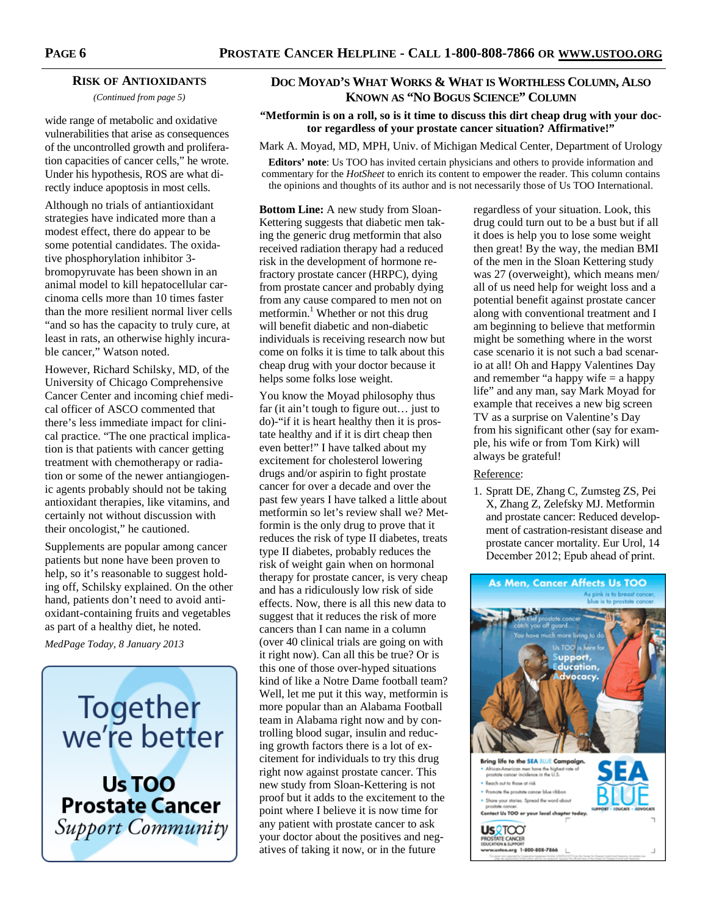## Risk of Antioxidants

*(Continued from page 5)*

wide range of metabolic and oxidative vulnerabilities that arise as consequences of the uncontrolled growth and proliferation capacities of cancer cells," he wrote. Under his hypothesis, ROS are what directly induce apoptosis in most cells.

Although no trials of antiantioxidant strategies have indicated more than a modest effect, there do appear to be some potential candidates. The oxidative phosphorylation inhibitor 3-bromopyruvate has been shown in an animal model to kill hepatocellular carcinoma cells more than 10 times faster than the more resilient normal liver cells "and so has the capacity to truly cure, at least in rats, an otherwise highly incurable cancer," Watson noted.

However, Richard Schilsky, MD, of the University of Chicago Comprehensive Cancer Center and incoming chief medical officer of ASCO commented that there's less immediate impact for clinical practice. "The one practical implication is that patients with cancer getting treatment with chemotherapy or radiation or some of the newer antiangiogenic agents probably should not be taking antioxidant therapies, like vitamins, and certainly not without discussion with their oncologist," he cautioned.

Supplements are popular among cancer patients but none have been proven to help, so it's reasonable to suggest holding off, Schilsky explained. On the other hand, patients don't need to avoid antioxidant-containing fruits and vegetables as part of a healthy diet, he noted.

*MedPage Today, 8 January 2013*

Together we're better

**Us TOO Prostate Cancer** *Support Community*

## Doc Moyad's What Works & What is Worthless Column, Also Known as "No Bogus Science" Column

**"Metformin is on a roll, so is it time to discuss this dirt cheap drug with your doctor regardless of your prostate cancer situation? Affirmative!"**

Mark A. Moyad, MD, MPH, Univ. of Michigan Medical Center, Department of Urology

**Editors' note**: Us TOO has invited certain physicians and others to provide information and commentary for the *HotSheet* to enrich its content to empower the reader. This column contains the opinions and thoughts of its author and is not necessarily those of Us TOO International.

**Bottom Line:** A new study from Sloan-Kettering suggests that diabetic men taking the generic drug metformin that also received radiation therapy had a reduced risk in the development of hormone refractory prostate cancer (HRPC), dying from prostate cancer and probably dying from any cause compared to men not on metformin.[1] Whether or not this drug will benefit diabetic and non-diabetic individuals is receiving research now but come on folks it is time to talk about this cheap drug with your doctor because it helps some folks lose weight.

You know the Moyad philosophy thus far (it ain't tough to figure out… just to do)-"if it is heart healthy then it is prostate healthy and if it is dirt cheap then even better!" I have talked about my excitement for cholesterol lowering drugs and/or aspirin to fight prostate cancer for over a decade and over the past few years I have talked a little about metformin so let's review shall we? Metformin is the only drug to prove that it reduces the risk of type II diabetes, treats type II diabetes, probably reduces the risk of weight gain when on hormonal therapy for prostate cancer, is very cheap and has a ridiculously low risk of side effects. Now, there is all this new data to suggest that it reduces the risk of more cancers than I can name in a column (over 40 clinical trials are going on with it right now). Can all this be true? Or is this one of those over-hyped situations kind of like a Notre Dame football team? Well, let me put it this way, metformin is more popular than an Alabama Football team in Alabama right now and by controlling blood sugar, insulin and reducing growth factors there is a lot of excitement for individuals to try this drug right now against prostate cancer. This new study from Sloan-Kettering is not proof but it adds to the excitement to the point where I believe it is now time for any patient with prostate cancer to ask your doctor about the positives and negatives of taking it now, or in the future regardless of your situation. Look, this drug could turn out to be a bust but if all it does is help you to lose some weight then great! By the way, the median BMI of the men in the Sloan Kettering study was 27 (overweight), which means men/all of us need help for weight loss and a potential benefit against prostate cancer along with conventional treatment and I am beginning to believe that metformin might be something where in the worst case scenario it is not such a bad scenario at all! Oh and Happy Valentines Day and remember "a happy wife = a happy life" and any man, say Mark Moyad for example that receives a new big screen TV as a surprise on Valentine's Day from his significant other (say for example, his wife or from Tom Kirk) will always be grateful!

Reference:

1. Spratt DE, Zhang C, Zumsteg ZS, Pei X, Zhang Z, Zelefsky MJ. Metformin and prostate cancer: Reduced development of castration-resistant disease and prostate cancer mortality. Eur Urol, 14 December 2012; Epub ahead of print.

As Men, Cancer Affects Us TOO

As pink is to breast cancer, blue is to prostate cancer.

Don't let prostate cancer catch you off guard. You have much more living to do. Us TOO is here for Support, Education, Advocacy.

Bring life to the SEA BLUE Campaign.

- African-American men have the highest rate of prostate cancer incidence in the U.S.
- Reach out to those at risk
- Promote the prostate cancer blue ribbon
- Share your stories. Spread the word about prostate cancer.

Contact Us TOO or your local chapter today.

SEA BLUE — SUPPORT • EDUCATE • ADVOCATE

Us TOO PROSTATE CANCER EDUCATION & SUPPORT  
www.ustoo.org 1-800-808-7866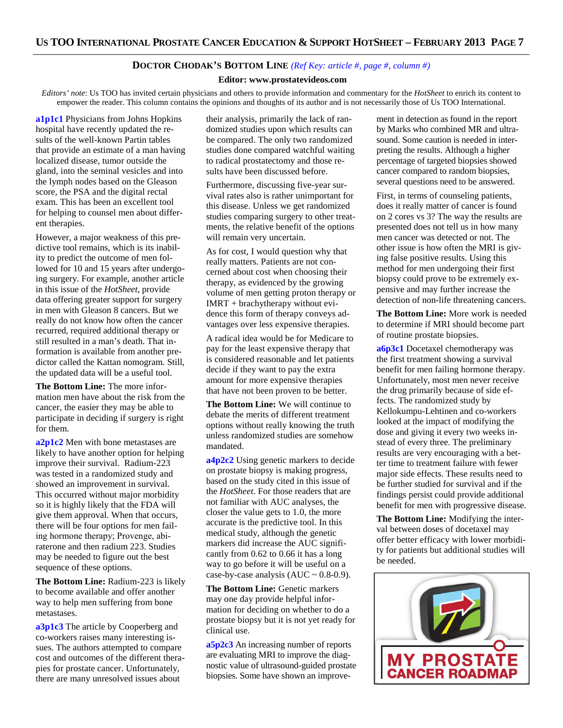## Doctor Chodak's Bottom Line *(Ref Key: article #, page #, column #)*

**Editor: www.prostatevideos.com**

*Editors' note*: Us TOO has invited certain physicians and others to provide information and commentary for the *HotSheet* to enrich its content to empower the reader. This column contains the opinions and thoughts of its author and is not necessarily those of Us TOO International.

**a1p1c1** Physicians from Johns Hopkins hospital have recently updated the results of the well-known Partin tables that provide an estimate of a man having localized disease, tumor outside the gland, into the seminal vesicles and into the lymph nodes based on the Gleason score, the PSA and the digital rectal exam. This has been an excellent tool for helping to counsel men about different therapies.

However, a major weakness of this predictive tool remains, which is its inability to predict the outcome of men followed for 10 and 15 years after undergoing surgery. For example, another article in this issue of the *HotSheet*, provide data offering greater support for surgery in men with Gleason 8 cancers. But we really do not know how often the cancer recurred, required additional therapy or still resulted in a man's death. That information is available from another predictor called the Kattan nomogram. Still, the updated data will be a useful tool.

**The Bottom Line:** The more information men have about the risk from the cancer, the easier they may be able to participate in deciding if surgery is right for them.

**a2p1c2** Men with bone metastases are likely to have another option for helping improve their survival. Radium-223 was tested in a randomized study and showed an improvement in survival. This occurred without major morbidity so it is highly likely that the FDA will give them approval. When that occurs, there will be four options for men failing hormone therapy; Provenge, abiraterone and then radium 223. Studies may be needed to figure out the best sequence of these options.

**The Bottom Line:** Radium-223 is likely to become available and offer another way to help men suffering from bone metastases.

**a3p1c3** The article by Cooperberg and co-workers raises many interesting issues. The authors attempted to compare cost and outcomes of the different therapies for prostate cancer. Unfortunately, there are many unresolved issues about their analysis, primarily the lack of randomized studies upon which results can be compared. The only two randomized studies done compared watchful waiting to radical prostatectomy and those results have been discussed before.

Furthermore, discussing five-year survival rates also is rather unimportant for this disease. Unless we get randomized studies comparing surgery to other treatments, the relative benefit of the options will remain very uncertain.

As for cost, I would question why that really matters. Patients are not concerned about cost when choosing their therapy, as evidenced by the growing volume of men getting proton therapy or IMRT + brachytherapy without evidence this form of therapy conveys advantages over less expensive therapies.

A radical idea would be for Medicare to pay for the least expensive therapy that is considered reasonable and let patients decide if they want to pay the extra amount for more expensive therapies that have not been proven to be better.

**The Bottom Line:** We will continue to debate the merits of different treatment options without really knowing the truth unless randomized studies are somehow mandated.

**a4p2c2** Using genetic markers to decide on prostate biopsy is making progress, based on the study cited in this issue of the *HotSheet*. For those readers that are not familiar with AUC analyses, the closer the value gets to 1.0, the more accurate is the predictive tool. In this medical study, although the genetic markers did increase the AUC significantly from 0.62 to 0.66 it has a long way to go before it will be useful on a case-by-case analysis (AUC ~ 0.8-0.9).

**The Bottom Line:** Genetic markers may one day provide helpful information for deciding on whether to do a prostate biopsy but it is not yet ready for clinical use.

**a5p2c3** An increasing number of reports are evaluating MRI to improve the diagnostic value of ultrasound-guided prostate biopsies. Some have shown an improvement in detection as found in the report by Marks who combined MR and ultrasound. Some caution is needed in interpreting the results. Although a higher percentage of targeted biopsies showed cancer compared to random biopsies, several questions need to be answered.

First, in terms of counseling patients, does it really matter of cancer is found on 2 cores vs 3? The way the results are presented does not tell us in how many men cancer was detected or not. The other issue is how often the MRI is giving false positive results. Using this method for men undergoing their first biopsy could prove to be extremely expensive and may further increase the detection of non-life threatening cancers.

**The Bottom Line:** More work is needed to determine if MRI should become part of routine prostate biopsies.

**a6p3c1** Docetaxel chemotherapy was the first treatment showing a survival benefit for men failing hormone therapy. Unfortunately, most men never receive the drug primarily because of side effects. The randomized study by Kellokumpu-Lehtinen and co-workers looked at the impact of modifying the dose and giving it every two weeks instead of every three. The preliminary results are very encouraging with a better time to treatment failure with fewer major side effects. These results need to be further studied for survival and if the findings persist could provide additional benefit for men with progressive disease.

**The Bottom Line:** Modifying the interval between doses of docetaxel may offer better efficacy with lower morbidity for patients but additional studies will be needed.

MY PROSTATE CANCER ROADMAP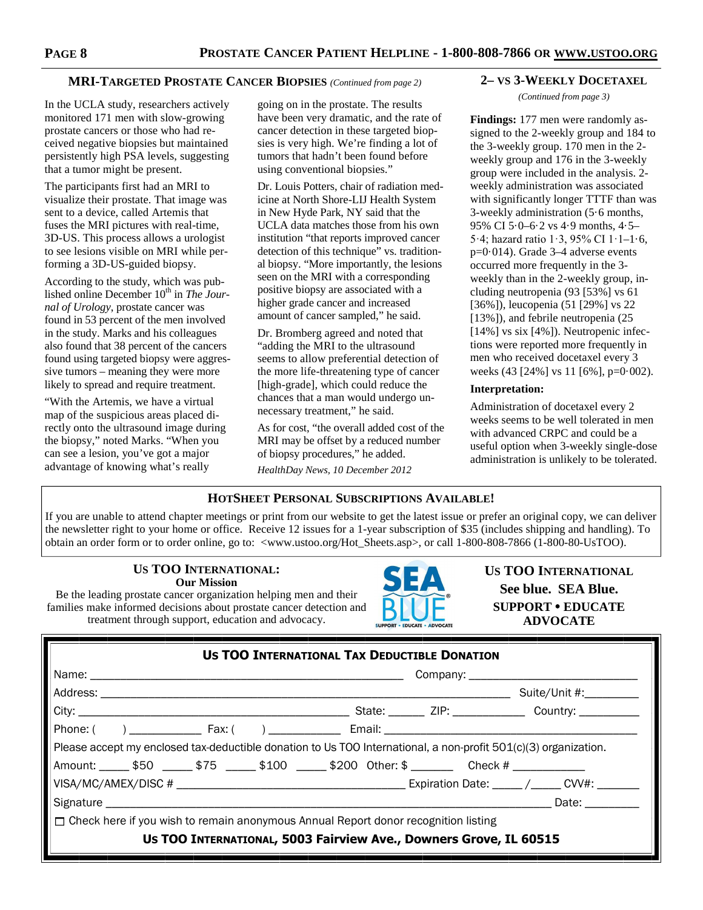## MRI-Targeted Prostate Cancer Biopsies *(Continued from page 2)*

In the UCLA study, researchers actively monitored 171 men with slow-growing prostate cancers or those who had received negative biopsies but maintained persistently high PSA levels, suggesting that a tumor might be present.

The participants first had an MRI to visualize their prostate. That image was sent to a device, called Artemis that fuses the MRI pictures with real-time, 3D-US. This process allows a urologist to see lesions visible on MRI while performing a 3D-US-guided biopsy.

According to the study, which was published online December 10th in *The Journal of Urology*, prostate cancer was found in 53 percent of the men involved in the study. Marks and his colleagues also found that 38 percent of the cancers found using targeted biopsy were aggressive tumors – meaning they were more likely to spread and require treatment.

"With the Artemis, we have a virtual map of the suspicious areas placed directly onto the ultrasound image during the biopsy," noted Marks. "When you can see a lesion, you've got a major advantage of knowing what's really going on in the prostate. The results have been very dramatic, and the rate of cancer detection in these targeted biopsies is very high. We're finding a lot of tumors that hadn't been found before using conventional biopsies."

Dr. Louis Potters, chair of radiation medicine at North Shore-LIJ Health System in New Hyde Park, NY said that the UCLA data matches those from his own institution "that reports improved cancer detection of this technique" vs. traditional biopsy. "More importantly, the lesions seen on the MRI with a corresponding positive biopsy are associated with a higher grade cancer and increased amount of cancer sampled," he said.

Dr. Bromberg agreed and noted that "adding the MRI to the ultrasound seems to allow preferential detection of the more life-threatening type of cancer [high-grade], which could reduce the chances that a man would undergo unnecessary treatment," he said.

As for cost, "the overall added cost of the MRI may be offset by a reduced number of biopsy procedures," he added.

*HealthDay News, 10 December 2012*

## 2– vs 3-Weekly Docetaxel

*(Continued from page 3)*

**Findings:** 177 men were randomly assigned to the 2-weekly group and 184 to the 3-weekly group. 170 men in the 2-weekly group and 176 in the 3-weekly group were included in the analysis. 2-weekly administration was associated with significantly longer TTTF than was 3-weekly administration (5·6 months, 95% CI 5·0–6·2 vs 4·9 months, 4·5–5·4; hazard ratio 1·3, 95% CI 1·1–1·6, p=0·014). Grade 3–4 adverse events occurred more frequently in the 3-weekly than in the 2-weekly group, including neutropenia (93 [53%] vs 61 [36%]), leucopenia (51 [29%] vs 22 [13%]), and febrile neutropenia (25 [14%] vs six [4%]). Neutropenic infections were reported more frequently in men who received docetaxel every 3 weeks (43 [24%] vs 11 [6%], p=0·002).

**Interpretation:**

Administration of docetaxel every 2 weeks seems to be well tolerated in men with advanced CRPC and could be a useful option when 3-weekly single-dose administration is unlikely to be tolerated.

## HotSheet Personal Subscriptions Available!

If you are unable to attend chapter meetings or print from our website to get the latest issue or prefer an original copy, we can deliver the newsletter right to your home or office. Receive 12 issues for a 1-year subscription of $35 (includes shipping and handling). To obtain an order form or to order online, go to: <www.ustoo.org/Hot_Sheets.asp>, or call 1-800-808-7866 (1-800-80-UsTOO).

**Us TOO International:**
**Our Mission**

Be the leading prostate cancer organization helping men and their families make informed decisions about prostate cancer detection and treatment through support, education and advocacy.

**Us TOO International**
**See blue. SEA Blue.**
**SUPPORT • EDUCATE ADVOCATE**

## Us TOO International Tax Deductible Donation

Name: ______________________________ Company: ______________________

Address: ______________________________________________ Suite/Unit #:________

City: ______________________________ State: ______ ZIP: ___________ Country: __________

Phone: ( ) ___________ Fax: ( ) ___________ Email: ________________________________

Please accept my enclosed tax-deductible donation to Us TOO International, a non-profit 501(c)(3) organization.

Amount: _____ $50 _____ $75 _____ $100 _____ $200 Other: $ _______ Check # ___________

VISA/MC/AMEX/DISC # ______________________________ Expiration Date: _____ /_____ CVV#: _______

Signature ___________________________________________________________ Date: _________

☐ Check here if you wish to remain anonymous Annual Report donor recognition listing

**Us TOO International, 5003 Fairview Ave., Downers Grove, IL 60515**